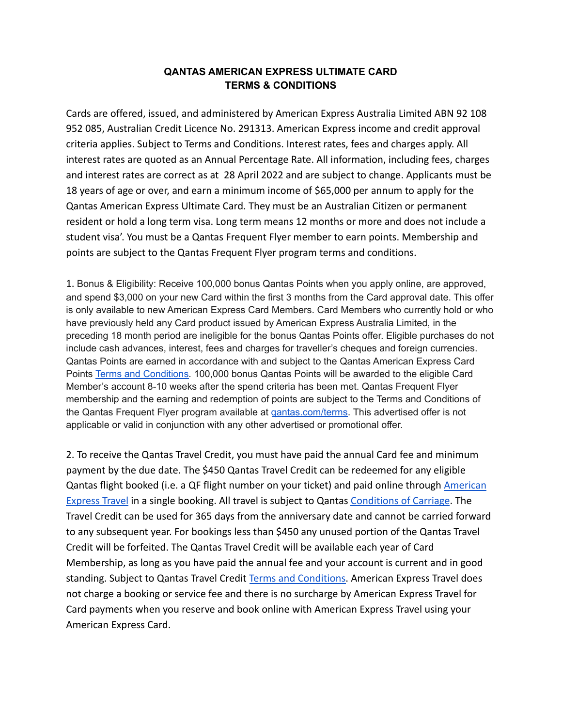# QANTAS AMERICAN EXPRESS ULTIMATE CARD
# TERMS & CONDITIONS

Cards are offered, issued, and administered by American Express Australia Limited ABN 92 108 952 085, Australian Credit Licence No. 291313. American Express income and credit approval criteria applies. Subject to Terms and Conditions. Interest rates, fees and charges apply. All interest rates are quoted as an Annual Percentage Rate. All information, including fees, charges and interest rates are correct as at 28 April 2022 and are subject to change. Applicants must be 18 years of age or over, and earn a minimum income of $65,000 per annum to apply for the Qantas American Express Ultimate Card. They must be an Australian Citizen or permanent resident or hold a long term visa. Long term means 12 months or more and does not include a student visa'. You must be a Qantas Frequent Flyer member to earn points. Membership and points are subject to the Qantas Frequent Flyer program terms and conditions.

1. Bonus & Eligibility: Receive 100,000 bonus Qantas Points when you apply online, are approved, and spend $3,000 on your new Card within the first 3 months from the Card approval date. This offer is only available to new American Express Card Members. Card Members who currently hold or who have previously held any Card product issued by American Express Australia Limited, in the preceding 18 month period are ineligible for the bonus Qantas Points offer. Eligible purchases do not include cash advances, interest, fees and charges for traveller's cheques and foreign currencies. Qantas Points are earned in accordance with and subject to the Qantas American Express Card Points [Terms and Conditions](). 100,000 bonus Qantas Points will be awarded to the eligible Card Member's account 8-10 weeks after the spend criteria has been met. Qantas Frequent Flyer membership and the earning and redemption of points are subject to the Terms and Conditions of the Qantas Frequent Flyer program available at [qantas.com/terms](). This advertised offer is not applicable or valid in conjunction with any other advertised or promotional offer.

2. To receive the Qantas Travel Credit, you must have paid the annual Card fee and minimum payment by the due date. The $450 Qantas Travel Credit can be redeemed for any eligible Qantas flight booked (i.e. a QF flight number on your ticket) and paid online through [American Express Travel]() in a single booking. All travel is subject to Qantas [Conditions of Carriage](). The Travel Credit can be used for 365 days from the anniversary date and cannot be carried forward to any subsequent year. For bookings less than $450 any unused portion of the Qantas Travel Credit will be forfeited. The Qantas Travel Credit will be available each year of Card Membership, as long as you have paid the annual fee and your account is current and in good standing. Subject to Qantas Travel Credit [Terms and Conditions](). American Express Travel does not charge a booking or service fee and there is no surcharge by American Express Travel for Card payments when you reserve and book online with American Express Travel using your American Express Card.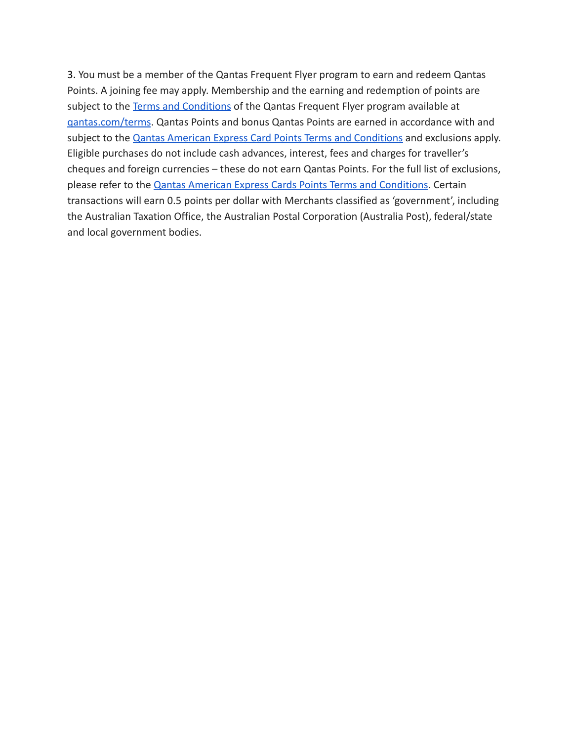3. You must be a member of the Qantas Frequent Flyer program to earn and redeem Qantas Points. A joining fee may apply. Membership and the earning and redemption of points are subject to the [Terms and Conditions](https://www.qantas.com/terms) of the Qantas Frequent Flyer program available at [qantas.com/terms](https://www.qantas.com/terms). Qantas Points and bonus Qantas Points are earned in accordance with and subject to the Qantas American Express Card Points Terms and Conditions and exclusions apply. Eligible purchases do not include cash advances, interest, fees and charges for traveller's cheques and foreign currencies – these do not earn Qantas Points. For the full list of exclusions, please refer to the Qantas American Express Cards Points Terms and Conditions. Certain transactions will earn 0.5 points per dollar with Merchants classified as 'government', including the Australian Taxation Office, the Australian Postal Corporation (Australia Post), federal/state and local government bodies.